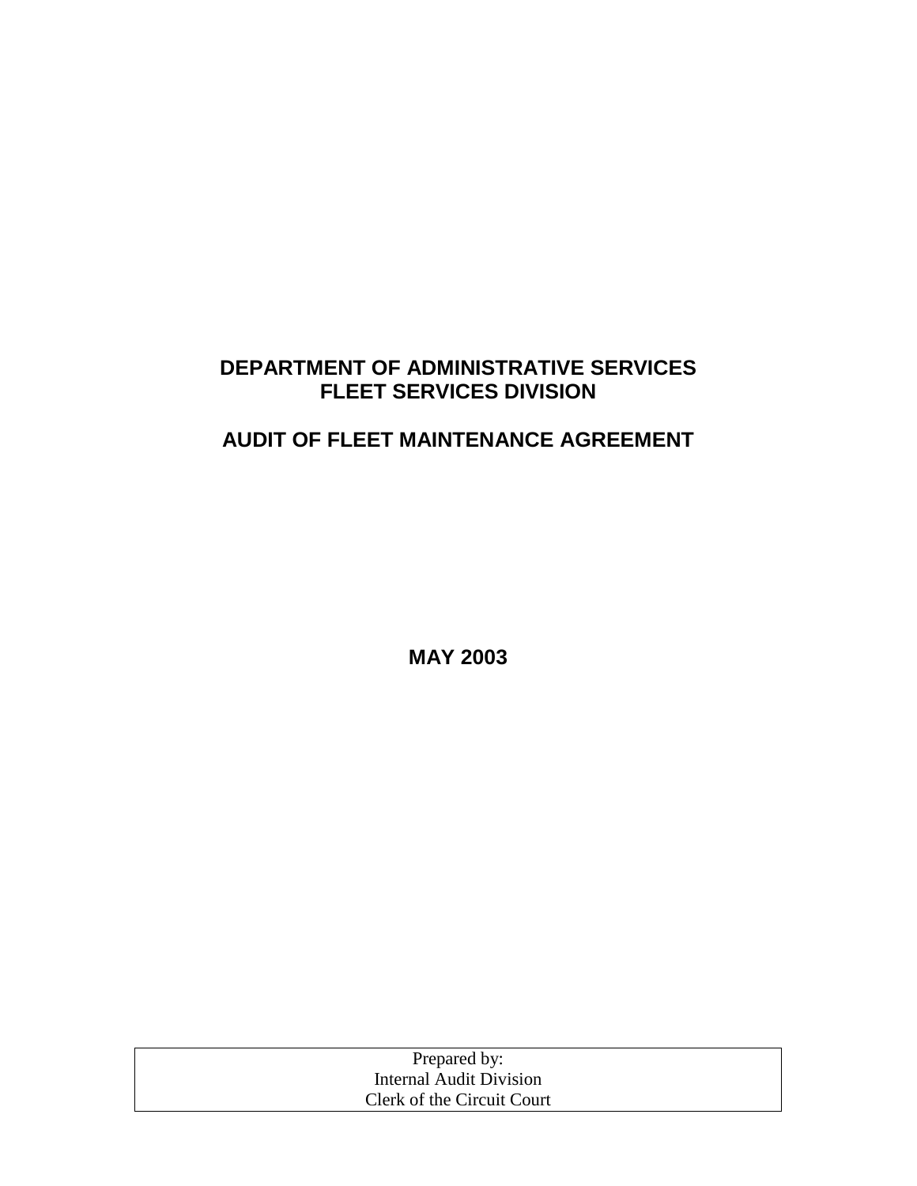# DEPARTMENT OF ADMINISTRATIVE SERVICES
# FLEET SERVICES DIVISION

## AUDIT OF FLEET MAINTENANCE AGREEMENT

**MAY 2003**

Prepared by:
Internal Audit Division
Clerk of the Circuit Court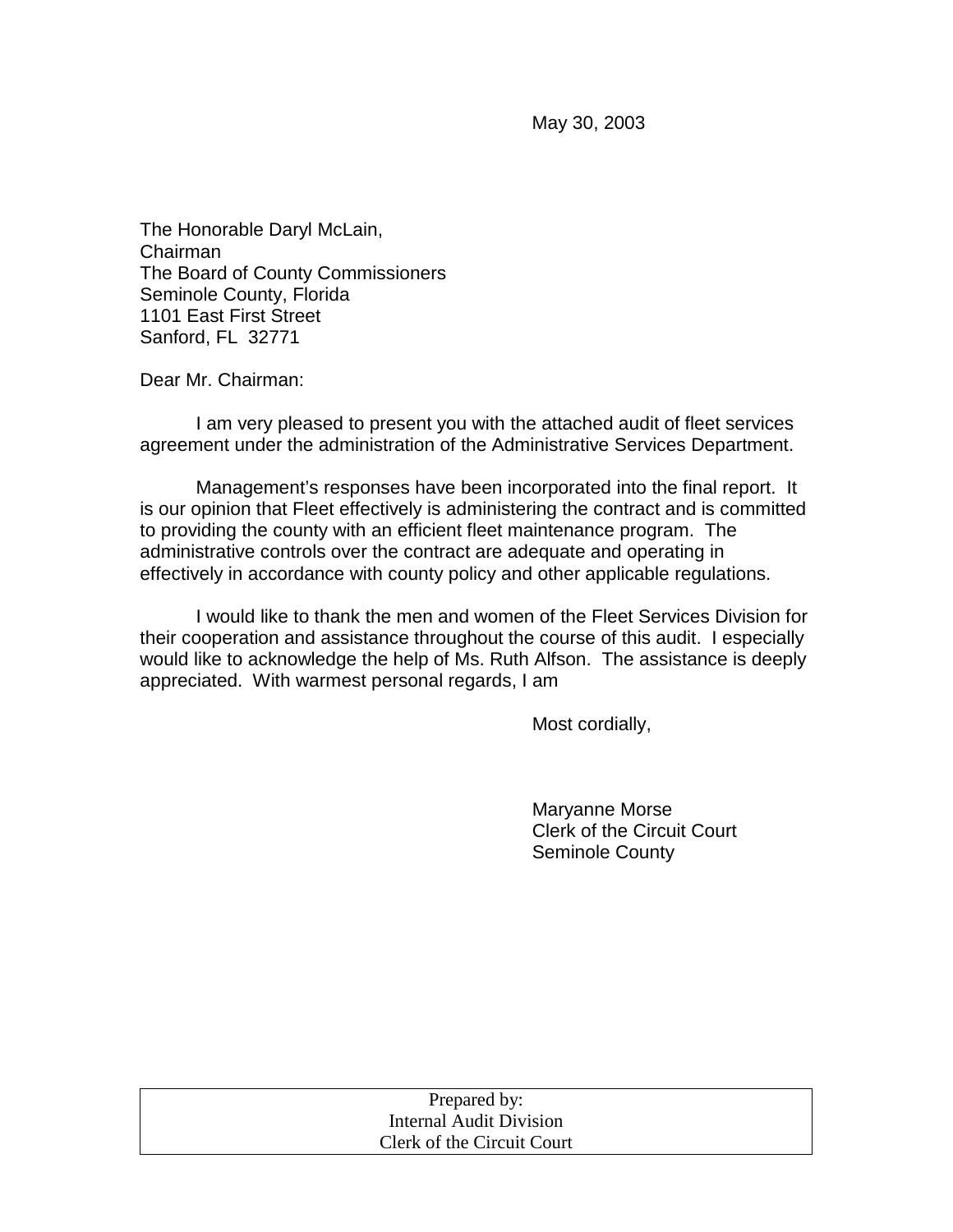May 30, 2003

The Honorable Daryl McLain,
Chairman
The Board of County Commissioners
Seminole County, Florida
1101 East First Street
Sanford, FL 32771

Dear Mr. Chairman:

I am very pleased to present you with the attached audit of fleet services agreement under the administration of the Administrative Services Department.

Management's responses have been incorporated into the final report. It is our opinion that Fleet effectively is administering the contract and is committed to providing the county with an efficient fleet maintenance program. The administrative controls over the contract are adequate and operating in effectively in accordance with county policy and other applicable regulations.

I would like to thank the men and women of the Fleet Services Division for their cooperation and assistance throughout the course of this audit. I especially would like to acknowledge the help of Ms. Ruth Alfson. The assistance is deeply appreciated. With warmest personal regards, I am

Most cordially,

Maryanne Morse
Clerk of the Circuit Court
Seminole County

| Prepared by: Internal Audit Division Clerk of the Circuit Court |
| --- |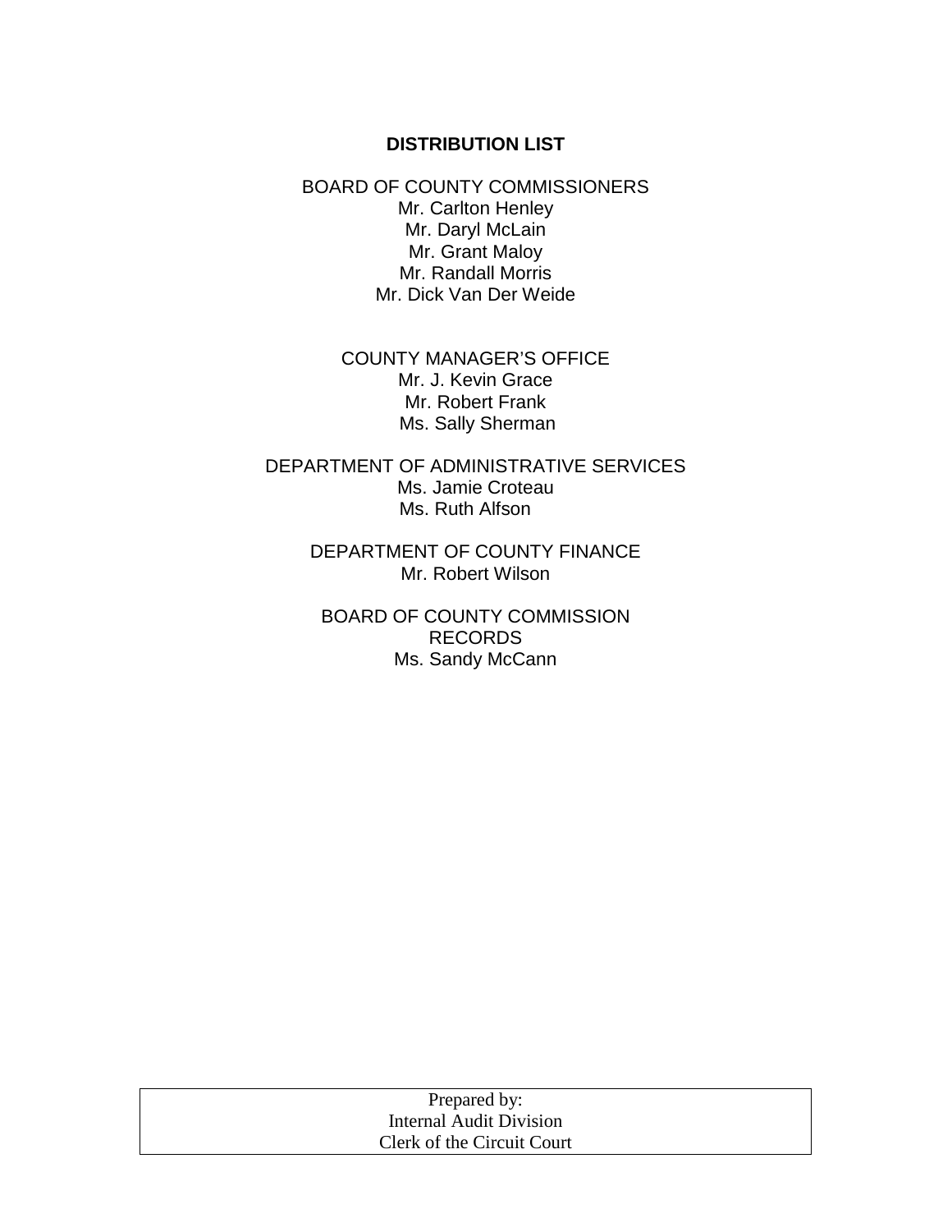**DISTRIBUTION LIST**

BOARD OF COUNTY COMMISSIONERS
Mr. Carlton Henley
Mr. Daryl McLain
Mr. Grant Maloy
Mr. Randall Morris
Mr. Dick Van Der Weide

COUNTY MANAGER'S OFFICE
Mr. J. Kevin Grace
Mr. Robert Frank
Ms. Sally Sherman

DEPARTMENT OF ADMINISTRATIVE SERVICES
Ms. Jamie Croteau
Ms. Ruth Alfson

DEPARTMENT OF COUNTY FINANCE
Mr. Robert Wilson

BOARD OF COUNTY COMMISSION RECORDS
Ms. Sandy McCann

| Prepared by: Internal Audit Division Clerk of the Circuit Court |
|---|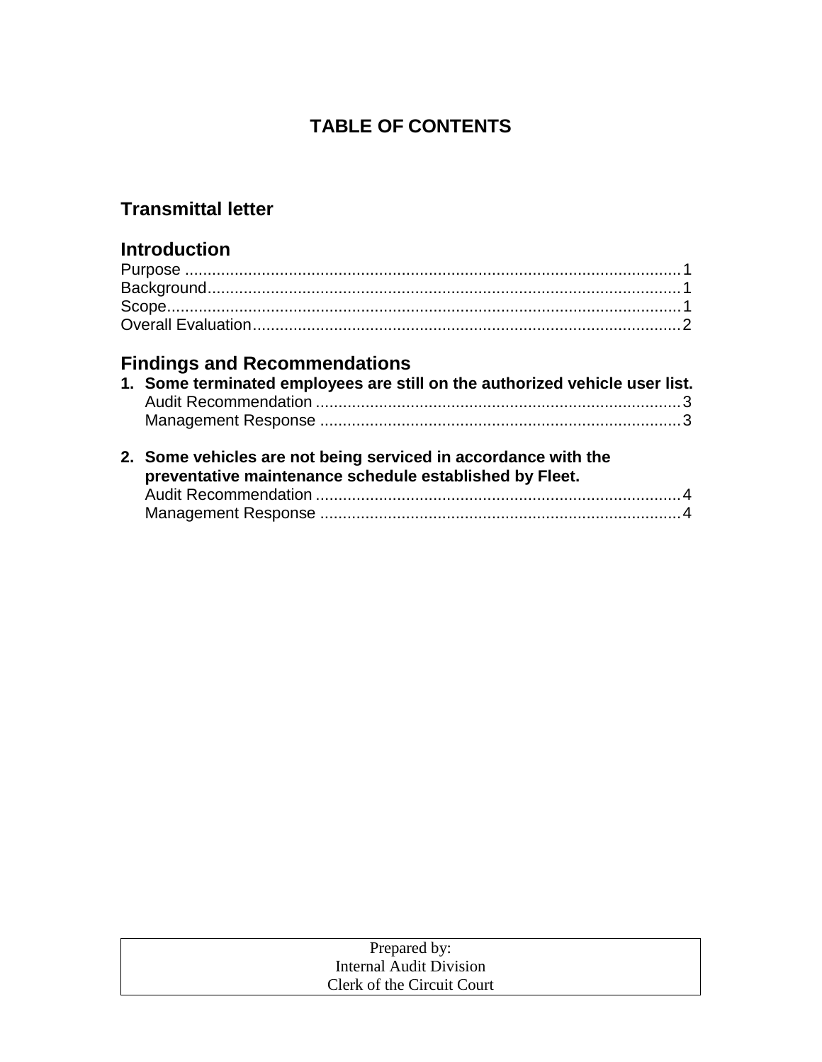# TABLE OF CONTENTS

## Transmittal letter

## Introduction

Purpose .......... 1
Background .......... 1
Scope .......... 1
Overall Evaluation .......... 2

## Findings and Recommendations

1. **Some terminated employees are still on the authorized vehicle user list.**
   Audit Recommendation .......... 3
   Management Response .......... 3

2. **Some vehicles are not being serviced in accordance with the preventative maintenance schedule established by Fleet.**
   Audit Recommendation .......... 4
   Management Response .......... 4

Prepared by:
Internal Audit Division
Clerk of the Circuit Court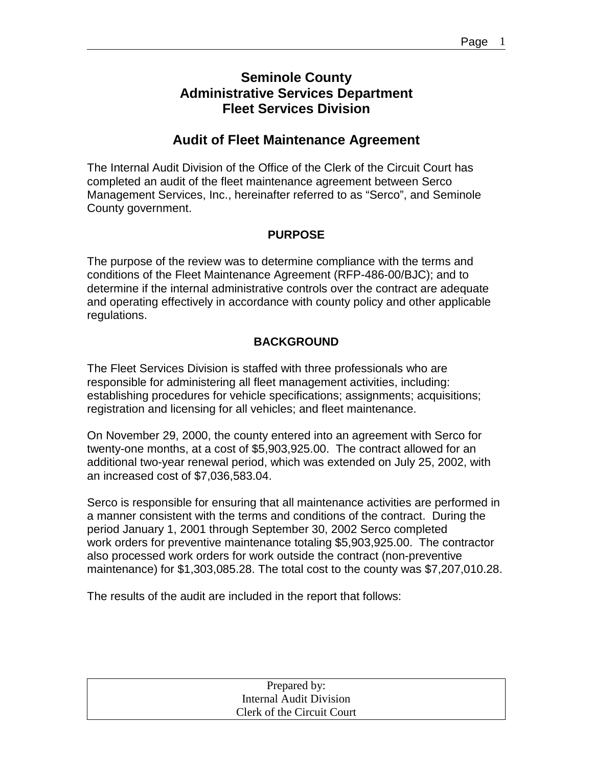# Seminole County
# Administrative Services Department
# Fleet Services Division

## Audit of Fleet Maintenance Agreement

The Internal Audit Division of the Office of the Clerk of the Circuit Court has completed an audit of the fleet maintenance agreement between Serco Management Services, Inc., hereinafter referred to as "Serco", and Seminole County government.

### PURPOSE

The purpose of the review was to determine compliance with the terms and conditions of the Fleet Maintenance Agreement (RFP-486-00/BJC); and to determine if the internal administrative controls over the contract are adequate and operating effectively in accordance with county policy and other applicable regulations.

### BACKGROUND

The Fleet Services Division is staffed with three professionals who are responsible for administering all fleet management activities, including: establishing procedures for vehicle specifications; assignments; acquisitions; registration and licensing for all vehicles; and fleet maintenance.

On November 29, 2000, the county entered into an agreement with Serco for twenty-one months, at a cost of $5,903,925.00. The contract allowed for an additional two-year renewal period, which was extended on July 25, 2002, with an increased cost of $7,036,583.04.

Serco is responsible for ensuring that all maintenance activities are performed in a manner consistent with the terms and conditions of the contract. During the period January 1, 2001 through September 30, 2002 Serco completed work orders for preventive maintenance totaling $5,903,925.00. The contractor also processed work orders for work outside the contract (non-preventive maintenance) for $1,303,085.28. The total cost to the county was $7,207,010.28.

The results of the audit are included in the report that follows:

Prepared by:
Internal Audit Division
Clerk of the Circuit Court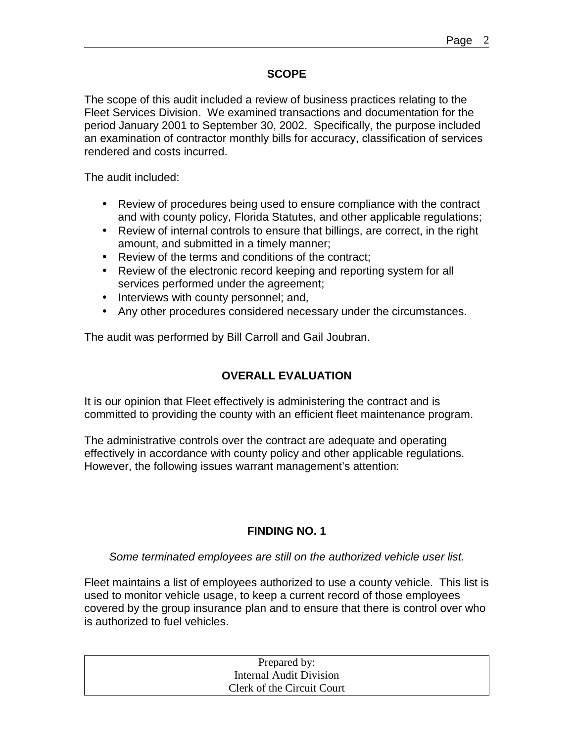## SCOPE

The scope of this audit included a review of business practices relating to the Fleet Services Division. We examined transactions and documentation for the period January 2001 to September 30, 2002. Specifically, the purpose included an examination of contractor monthly bills for accuracy, classification of services rendered and costs incurred.

The audit included:

- Review of procedures being used to ensure compliance with the contract and with county policy, Florida Statutes, and other applicable regulations;
- Review of internal controls to ensure that billings, are correct, in the right amount, and submitted in a timely manner;
- Review of the terms and conditions of the contract;
- Review of the electronic record keeping and reporting system for all services performed under the agreement;
- Interviews with county personnel; and,
- Any other procedures considered necessary under the circumstances.

The audit was performed by Bill Carroll and Gail Joubran.

## OVERALL EVALUATION

It is our opinion that Fleet effectively is administering the contract and is committed to providing the county with an efficient fleet maintenance program.

The administrative controls over the contract are adequate and operating effectively in accordance with county policy and other applicable regulations. However, the following issues warrant management's attention:

## FINDING NO. 1

*Some terminated employees are still on the authorized vehicle user list.*

Fleet maintains a list of employees authorized to use a county vehicle. This list is used to monitor vehicle usage, to keep a current record of those employees covered by the group insurance plan and to ensure that there is control over who is authorized to fuel vehicles.

Prepared by:
Internal Audit Division
Clerk of the Circuit Court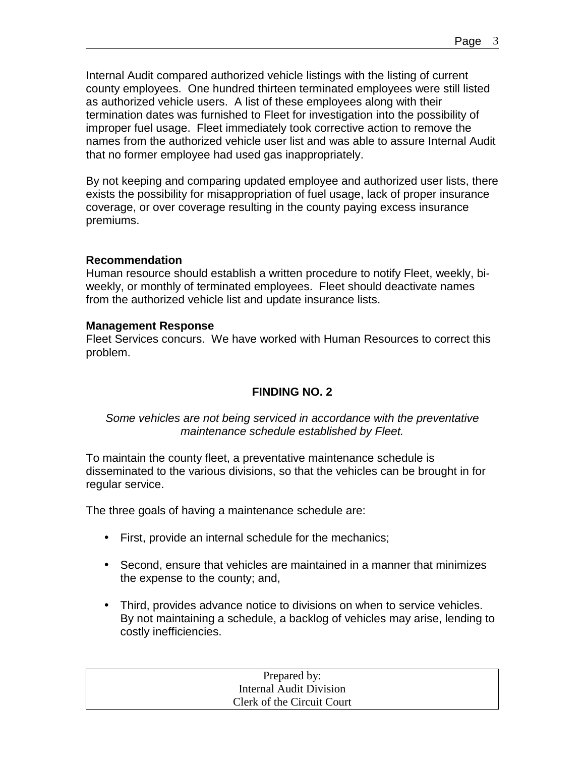Internal Audit compared authorized vehicle listings with the listing of current county employees. One hundred thirteen terminated employees were still listed as authorized vehicle users. A list of these employees along with their termination dates was furnished to Fleet for investigation into the possibility of improper fuel usage. Fleet immediately took corrective action to remove the names from the authorized vehicle user list and was able to assure Internal Audit that no former employee had used gas inappropriately.

By not keeping and comparing updated employee and authorized user lists, there exists the possibility for misappropriation of fuel usage, lack of proper insurance coverage, or over coverage resulting in the county paying excess insurance premiums.

**Recommendation**
Human resource should establish a written procedure to notify Fleet, weekly, bi-weekly, or monthly of terminated employees. Fleet should deactivate names from the authorized vehicle list and update insurance lists.

**Management Response**
Fleet Services concurs. We have worked with Human Resources to correct this problem.

## FINDING NO. 2

*Some vehicles are not being serviced in accordance with the preventative maintenance schedule established by Fleet.*

To maintain the county fleet, a preventative maintenance schedule is disseminated to the various divisions, so that the vehicles can be brought in for regular service.

The three goals of having a maintenance schedule are:

- First, provide an internal schedule for the mechanics;
- Second, ensure that vehicles are maintained in a manner that minimizes the expense to the county; and,
- Third, provides advance notice to divisions on when to service vehicles. By not maintaining a schedule, a backlog of vehicles may arise, lending to costly inefficiencies.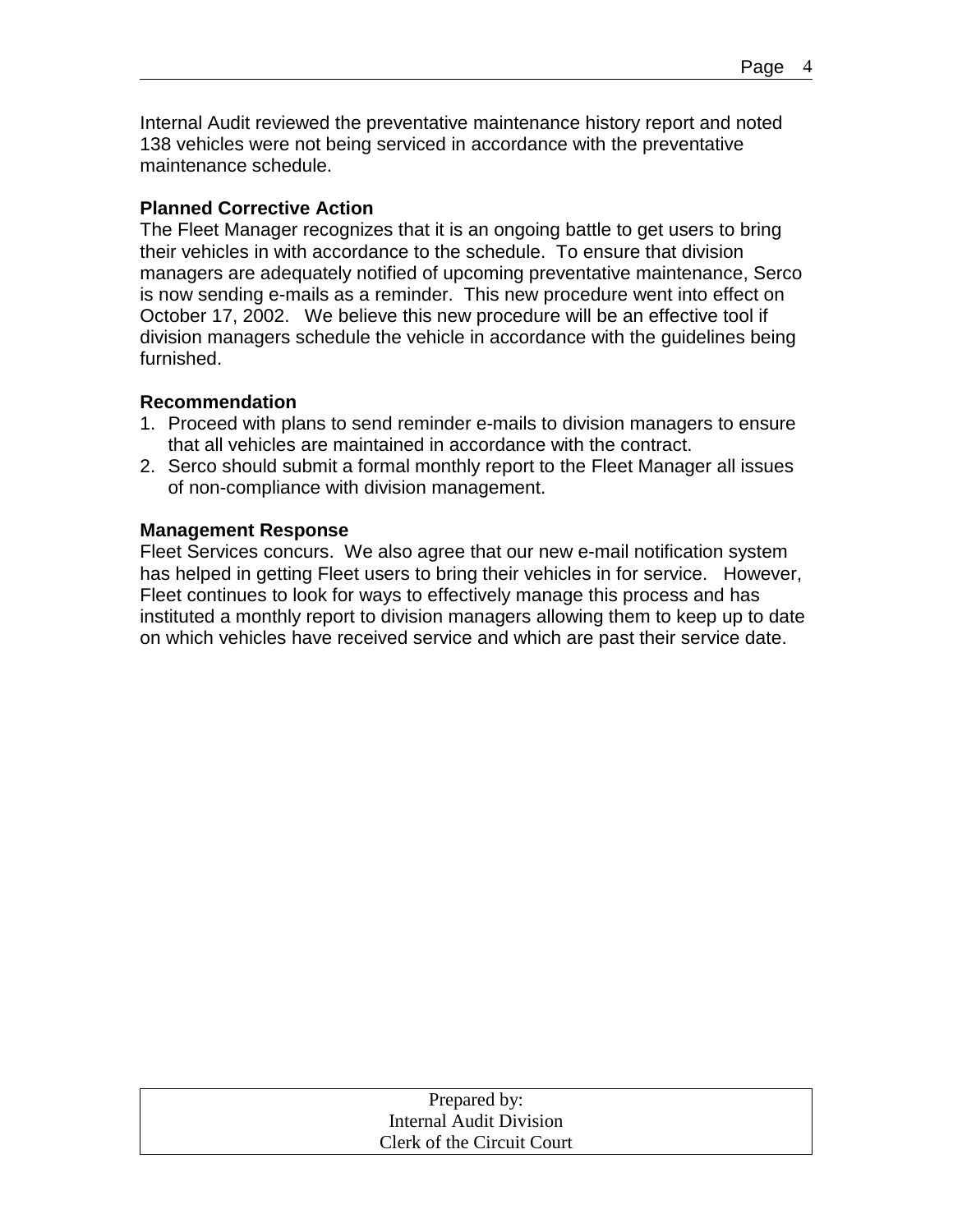Internal Audit reviewed the preventative maintenance history report and noted 138 vehicles were not being serviced in accordance with the preventative maintenance schedule.

**Planned Corrective Action**

The Fleet Manager recognizes that it is an ongoing battle to get users to bring their vehicles in with accordance to the schedule. To ensure that division managers are adequately notified of upcoming preventative maintenance, Serco is now sending e-mails as a reminder. This new procedure went into effect on October 17, 2002. We believe this new procedure will be an effective tool if division managers schedule the vehicle in accordance with the guidelines being furnished.

**Recommendation**

1. Proceed with plans to send reminder e-mails to division managers to ensure that all vehicles are maintained in accordance with the contract.
2. Serco should submit a formal monthly report to the Fleet Manager all issues of non-compliance with division management.

**Management Response**

Fleet Services concurs. We also agree that our new e-mail notification system has helped in getting Fleet users to bring their vehicles in for service. However, Fleet continues to look for ways to effectively manage this process and has instituted a monthly report to division managers allowing them to keep up to date on which vehicles have received service and which are past their service date.

Prepared by:
Internal Audit Division
Clerk of the Circuit Court